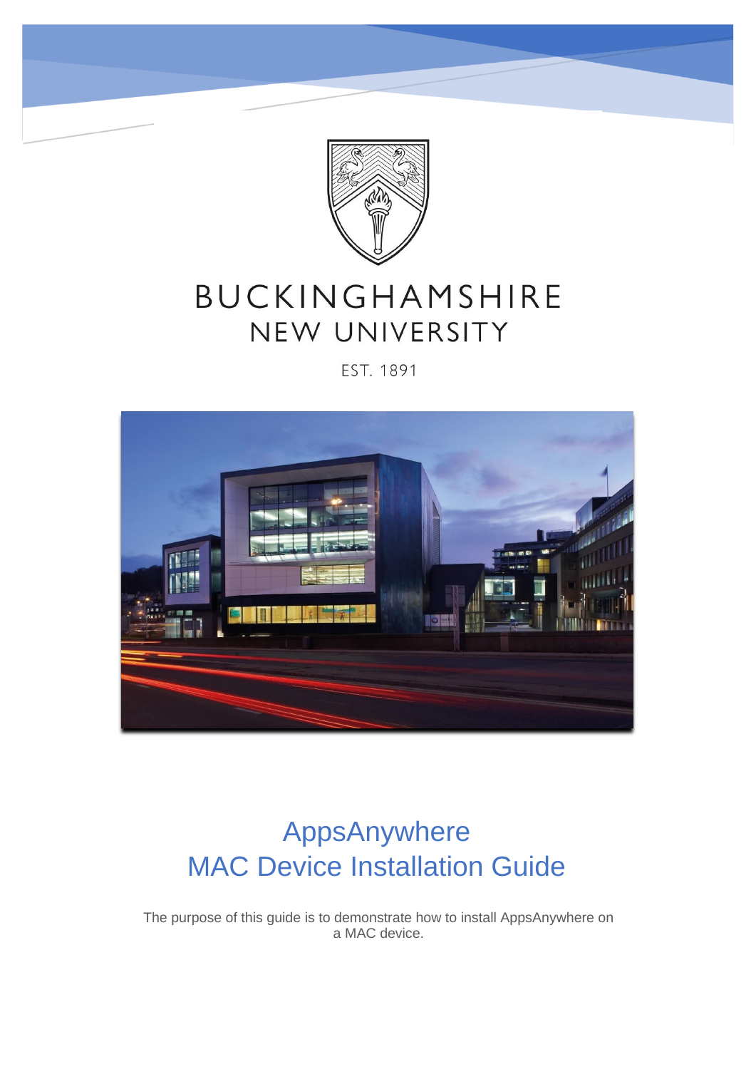BUCKINGHAMSHIRE
NEW UNIVERSITY

EST. 1891

# AppsAnywhere
# MAC Device Installation Guide

The purpose of this guide is to demonstrate how to install AppsAnywhere on a MAC device.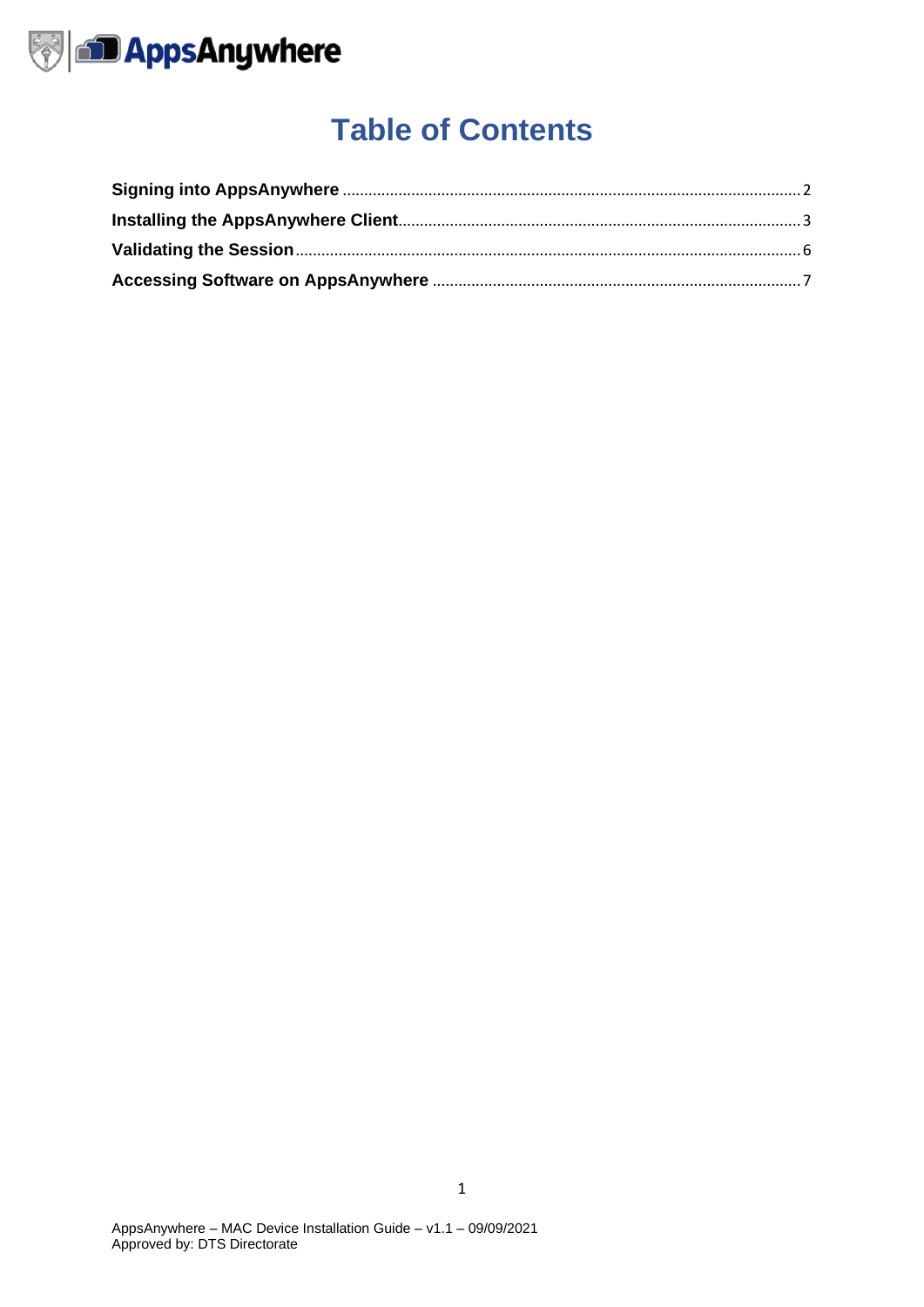# Table of Contents

**Signing into AppsAnywhere** .......... 2

**Installing the AppsAnywhere Client** .......... 3

**Validating the Session** .......... 6

**Accessing Software on AppsAnywhere** .......... 7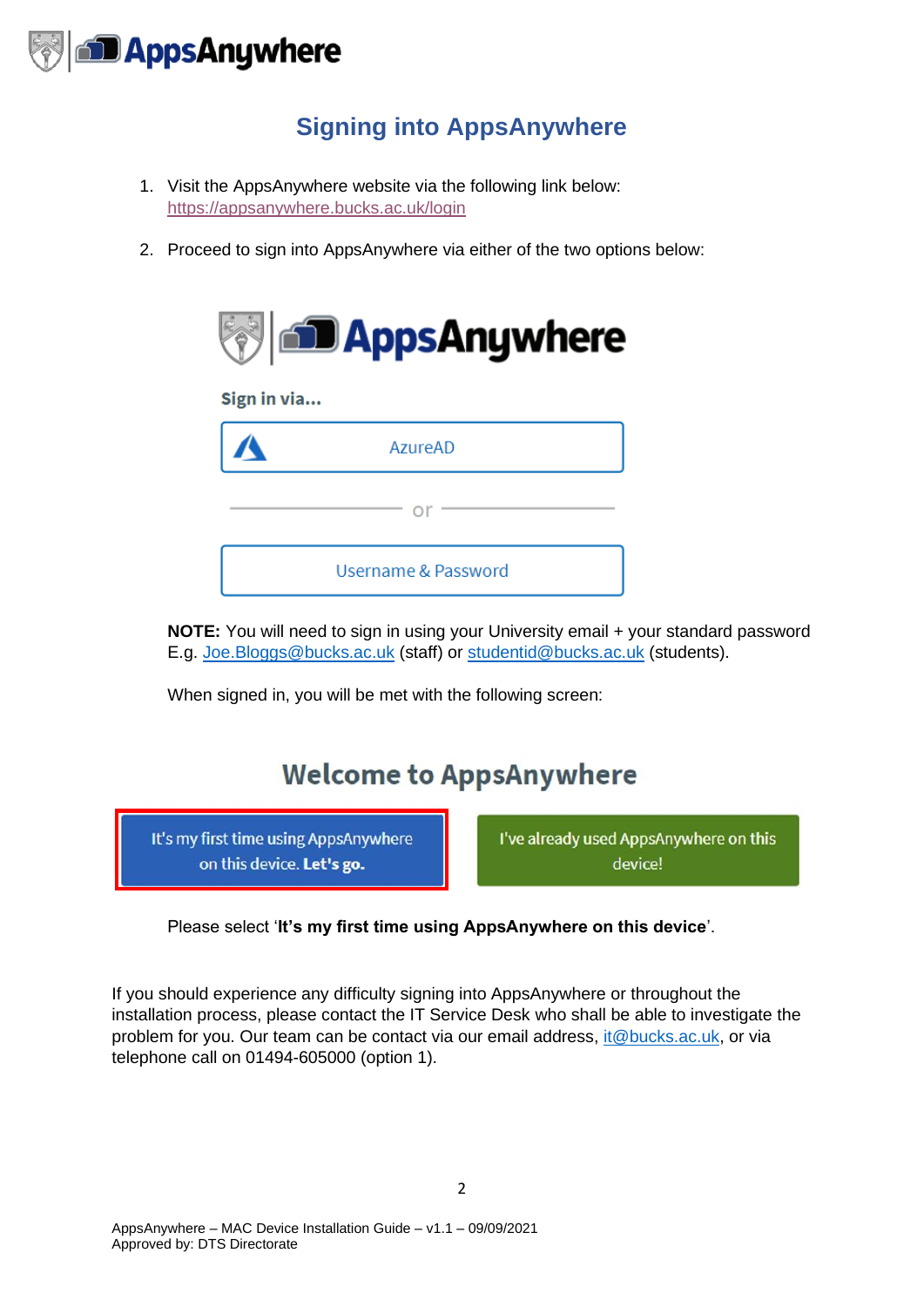# Signing into AppsAnywhere

1. Visit the AppsAnywhere website via the following link below: https://appsanywhere.bucks.ac.uk/login

2. Proceed to sign into AppsAnywhere via either of the two options below:

**NOTE:** You will need to sign in using your University email + your standard password E.g. Joe.Bloggs@bucks.ac.uk (staff) or studentid@bucks.ac.uk (students).

When signed in, you will be met with the following screen:

Please select '**It's my first time using AppsAnywhere on this device**'.

If you should experience any difficulty signing into AppsAnywhere or throughout the installation process, please contact the IT Service Desk who shall be able to investigate the problem for you. Our team can be contact via our email address, it@bucks.ac.uk, or via telephone call on 01494-605000 (option 1).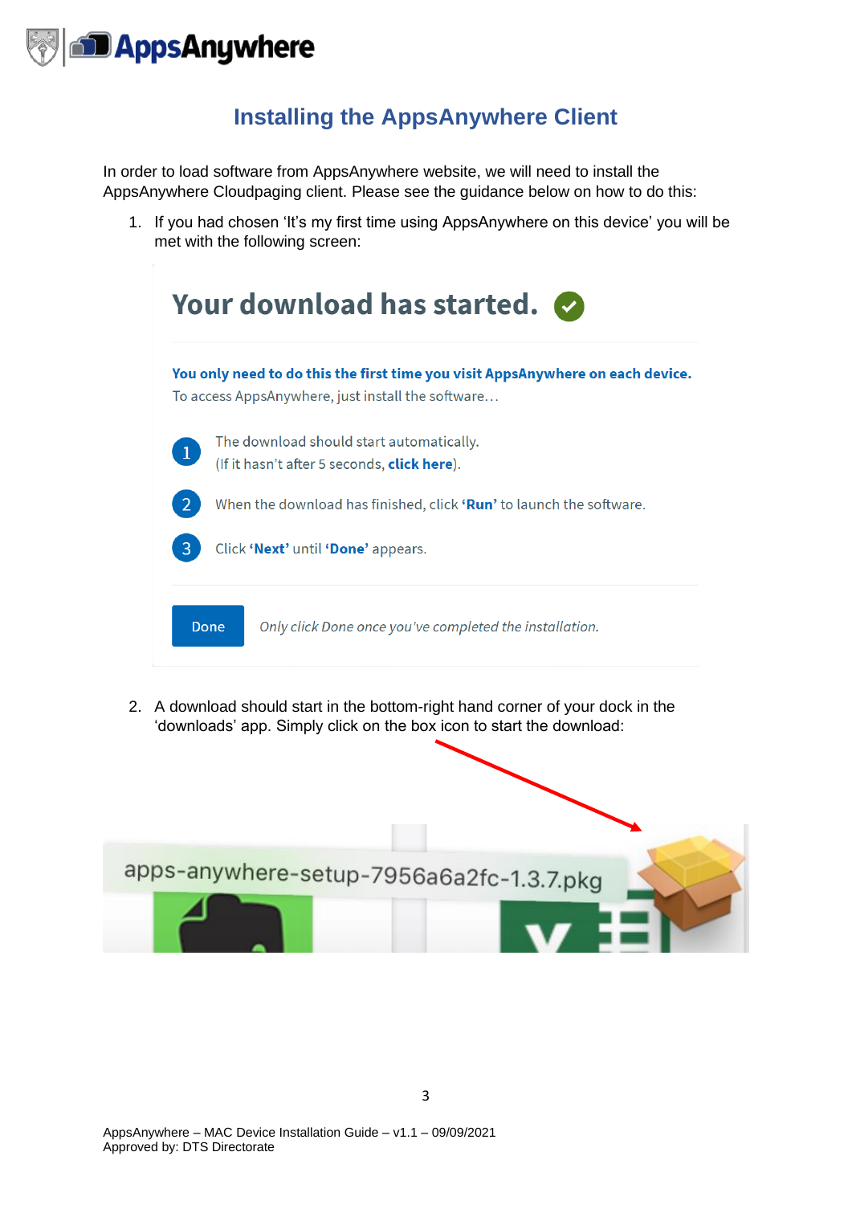# Installing the AppsAnywhere Client

In order to load software from AppsAnywhere website, we will need to install the AppsAnywhere Cloudpaging client. Please see the guidance below on how to do this:

1. If you had chosen 'It's my first time using AppsAnywhere on this device' you will be met with the following screen:

   **Your download has started.**

   **You only need to do this the first time you visit AppsAnywhere on each device.**
   To access AppsAnywhere, just install the software…

   1. The download should start automatically. (If it hasn't after 5 seconds, **click here**).
   2. When the download has finished, click **'Run'** to launch the software.
   3. Click **'Next'** until **'Done'** appears.

   Done — *Only click Done once you've completed the installation.*

2. A download should start in the bottom-right hand corner of your dock in the 'downloads' app. Simply click on the box icon to start the download:

   apps-anywhere-setup-7956a6a2fc-1.3.7.pkg

AppsAnywhere – MAC Device Installation Guide – v1.1 – 09/09/2021
Approved by: DTS Directorate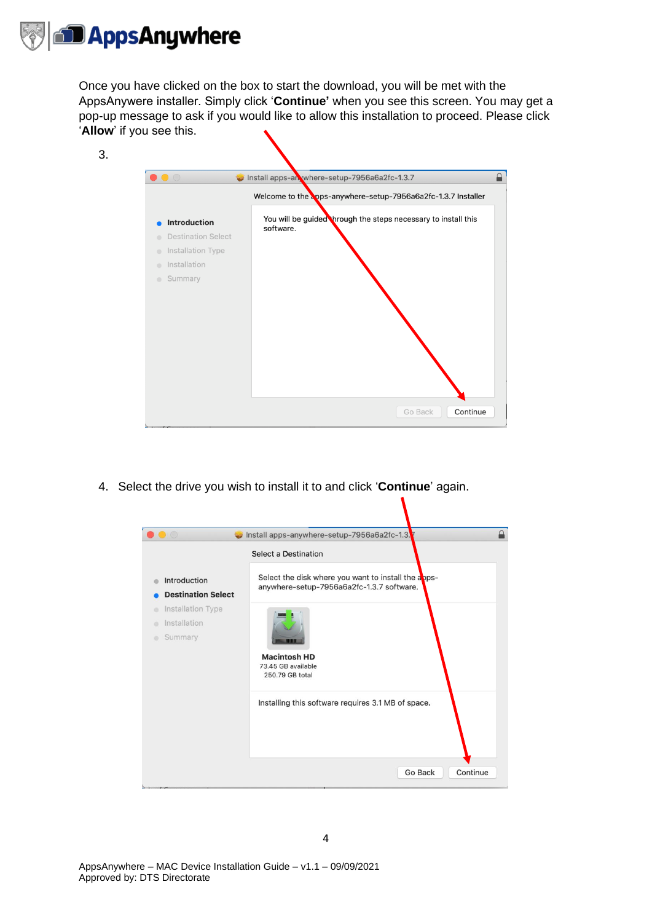Once you have clicked on the box to start the download, you will be met with the AppsAnywere installer. Simply click ‘**Continue’** when you see this screen. You may get a pop-up message to ask if you would like to allow this installation to proceed. Please click ‘**Allow**’ if you see this.

3.

4. Select the drive you wish to install it to and click ‘**Continue**’ again.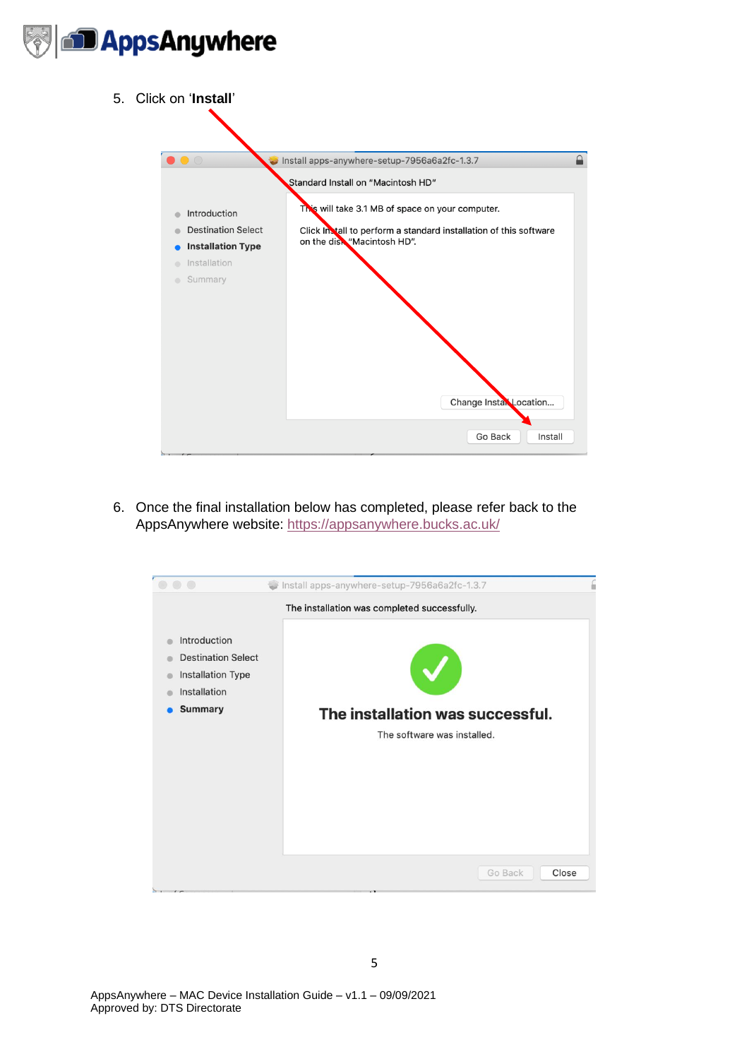5. Click on '**Install**'

6. Once the final installation below has completed, please refer back to the AppsAnywhere website: https://appsanywhere.bucks.ac.uk/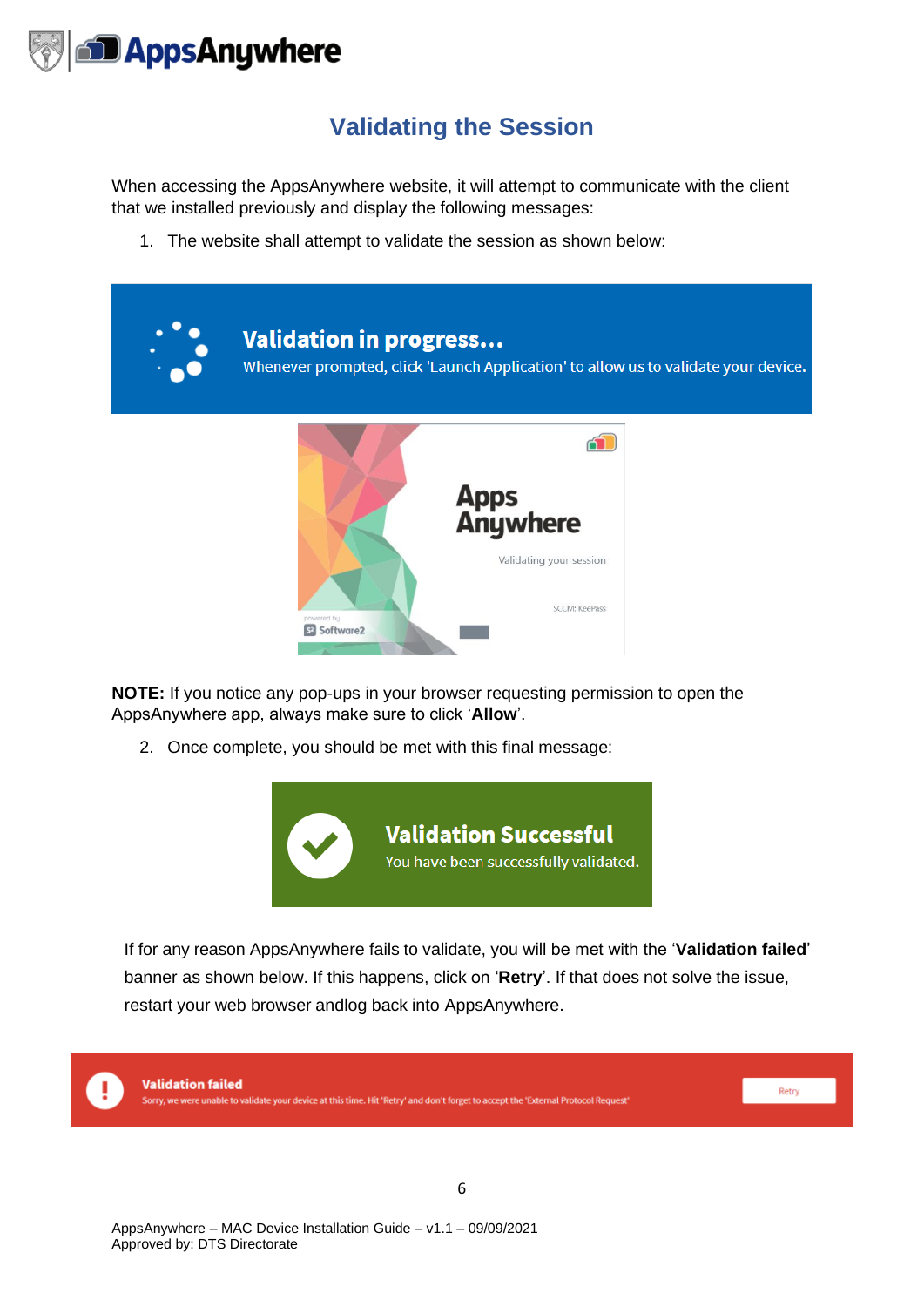# Validating the Session

When accessing the AppsAnywhere website, it will attempt to communicate with the client that we installed previously and display the following messages:

1. The website shall attempt to validate the session as shown below:

**Validation in progress...**
Whenever prompted, click 'Launch Application' to allow us to validate your device.

Apps Anywhere
Validating your session
SCCM: KeePass

**NOTE:** If you notice any pop-ups in your browser requesting permission to open the AppsAnywhere app, always make sure to click '**Allow**'.

2. Once complete, you should be met with this final message:

**Validation Successful**
You have been successfully validated.

If for any reason AppsAnywhere fails to validate, you will be met with the '**Validation failed**' banner as shown below. If this happens, click on '**Retry**'. If that does not solve the issue, restart your web browser andlog back into AppsAnywhere.

**Validation failed**
Sorry, we were unable to validate your device at this time. Hit 'Retry' and don't forget to accept the 'External Protocol Request'
Retry

AppsAnywhere – MAC Device Installation Guide – v1.1 – 09/09/2021
Approved by: DTS Directorate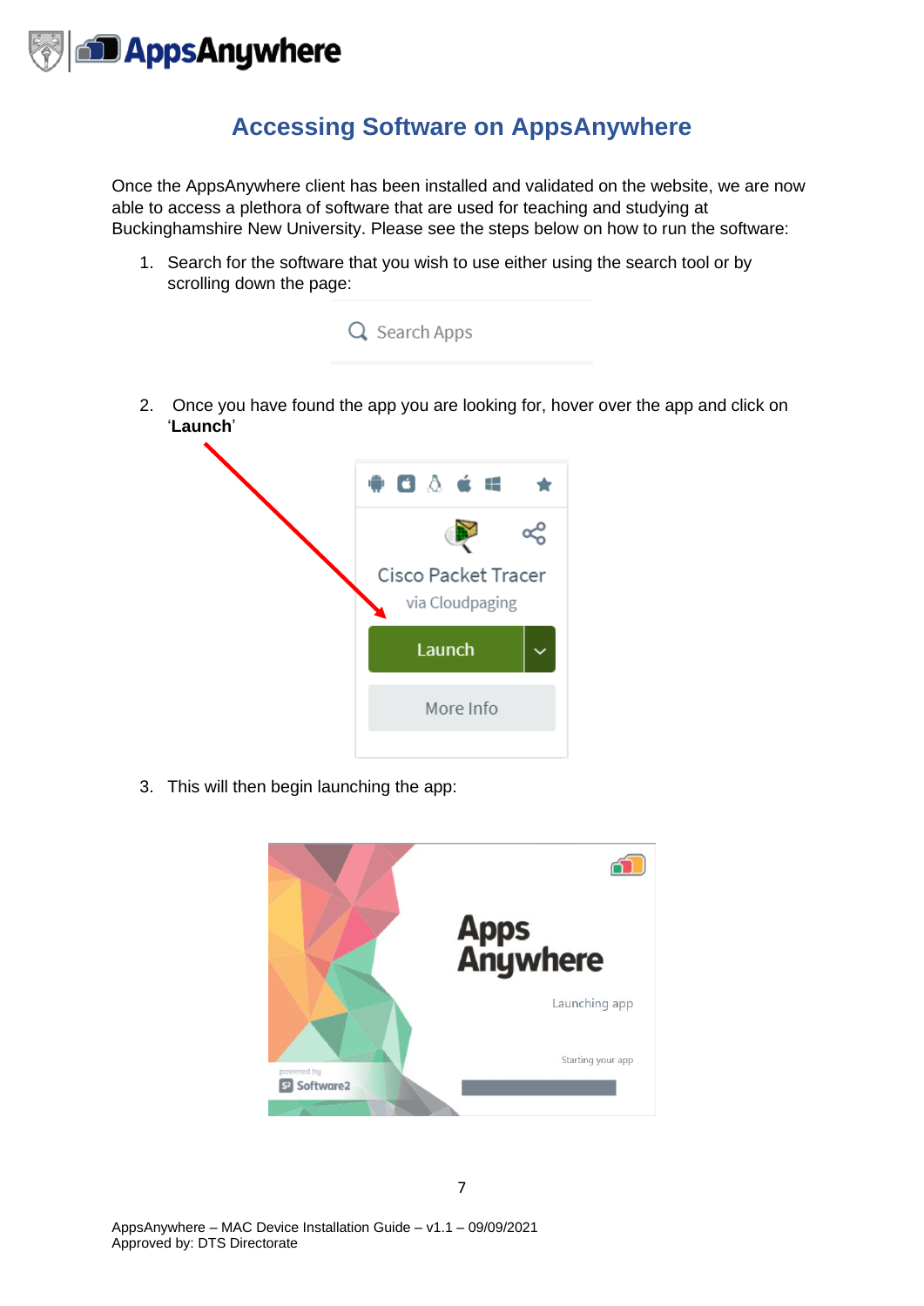# Accessing Software on AppsAnywhere

Once the AppsAnywhere client has been installed and validated on the website, we are now able to access a plethora of software that are used for teaching and studying at Buckinghamshire New University. Please see the steps below on how to run the software:

1. Search for the software that you wish to use either using the search tool or by scrolling down the page:

2. Once you have found the app you are looking for, hover over the app and click on '**Launch**'

3. This will then begin launching the app: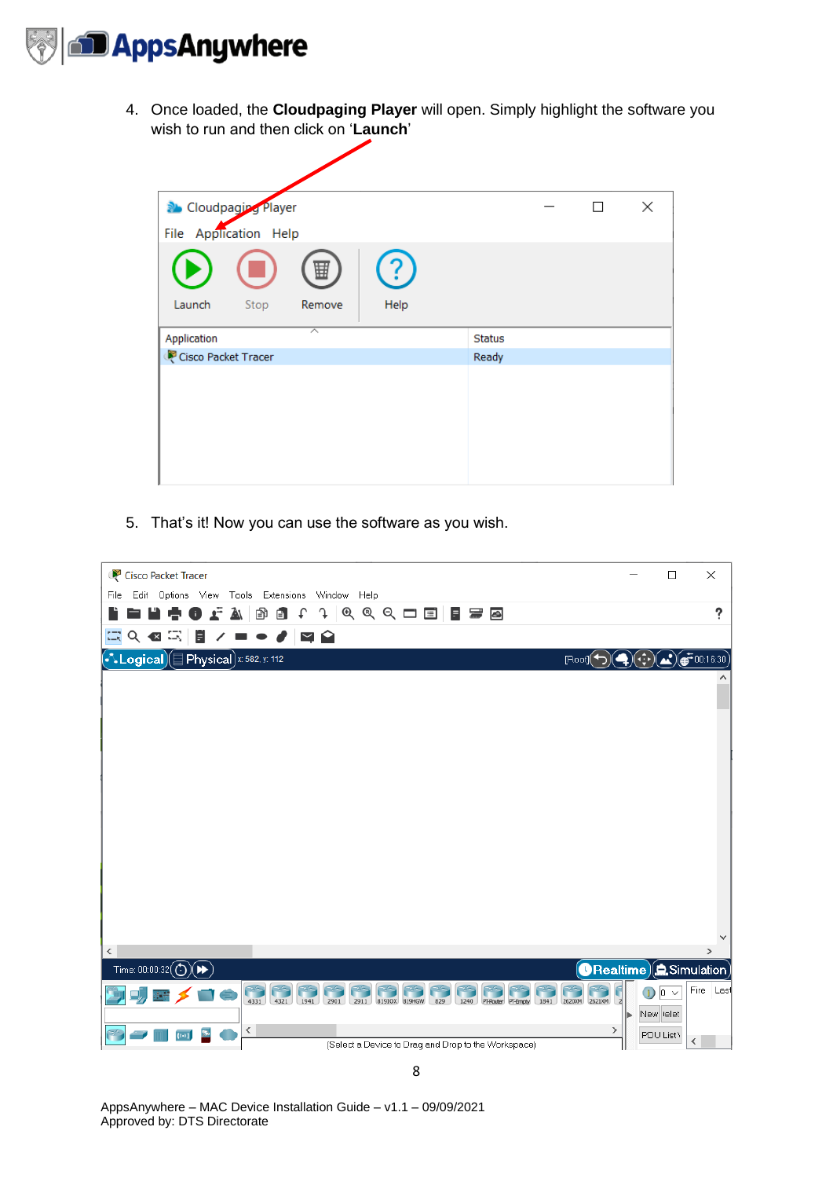4. Once loaded, the **Cloudpaging Player** will open. Simply highlight the software you wish to run and then click on '**Launch**'

5. That's it! Now you can use the software as you wish.

AppsAnywhere – MAC Device Installation Guide – v1.1 – 09/09/2021
Approved by: DTS Directorate